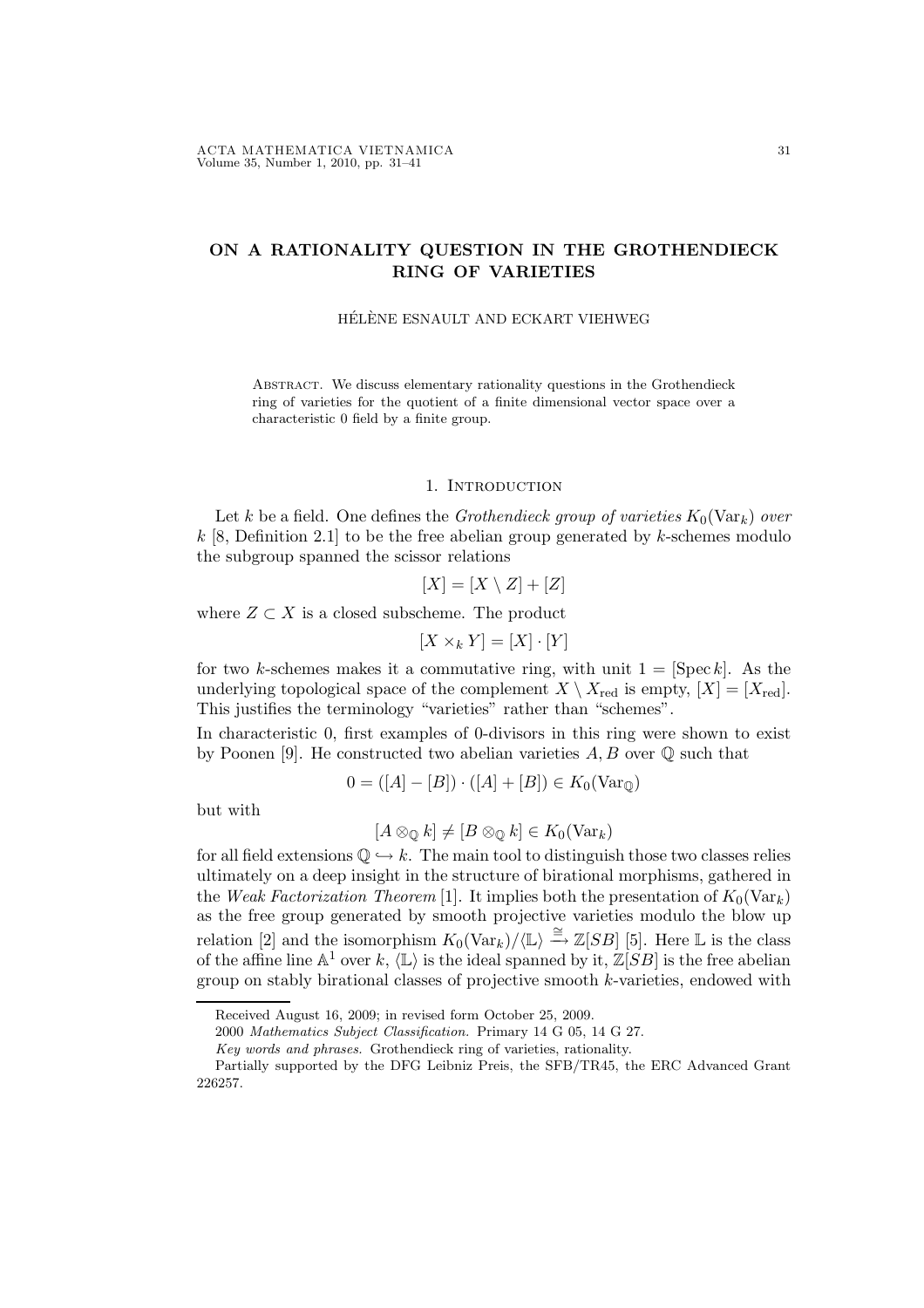# ON A RATIONALITY QUESTION IN THE GROTHENDIECK RING OF VARIETIES

HÉLÈNE ESNAULT AND ECKART VIEHWEG

Abstract. We discuss elementary rationality questions in the Grothendieck ring of varieties for the quotient of a finite dimensional vector space over a characteristic 0 field by a finite group.

## 1. Introduction

Let $k$ be a field. One defines the *Grothendieck group of varieties $K_0(\mathrm{Var}_k)$ over $k$* [8, Definition 2.1] to be the free abelian group generated by $k$-schemes modulo the subgroup spanned the scissor relations

$$[X] = [X \setminus Z] + [Z]$$

where $Z \subset X$ is a closed subscheme. The product

$$[X \times_k Y] = [X] \cdot [Y]$$

for two $k$-schemes makes it a commutative ring, with unit $1 = [\mathrm{Spec}\, k]$. As the underlying topological space of the complement $X \setminus X_{\mathrm{red}}$ is empty, $[X] = [X_{\mathrm{red}}]$. This justifies the terminology "varieties" rather than "schemes".

In characteristic 0, first examples of 0-divisors in this ring were shown to exist by Poonen [9]. He constructed two abelian varieties $A, B$ over $\mathbb{Q}$ such that

$$0 = ([A] - [B]) \cdot ([A] + [B]) \in K_0(\mathrm{Var}_{\mathbb{Q}})$$

but with

$$[A \otimes_{\mathbb{Q}} k] \neq [B \otimes_{\mathbb{Q}} k] \in K_0(\mathrm{Var}_k)$$

for all field extensions $\mathbb{Q} \hookrightarrow k$. The main tool to distinguish those two classes relies ultimately on a deep insight in the structure of birational morphisms, gathered in the *Weak Factorization Theorem* [1]. It implies both the presentation of $K_0(\mathrm{Var}_k)$ as the free group generated by smooth projective varieties modulo the blow up relation [2] and the isomorphism $K_0(\mathrm{Var}_k)/\langle \mathbb{L} \rangle \xrightarrow{\cong} \mathbb{Z}[SB]$ [5]. Here $\mathbb{L}$ is the class of the affine line $\mathbb{A}^1$ over $k$, $\langle \mathbb{L} \rangle$ is the ideal spanned by it, $\mathbb{Z}[SB]$ is the free abelian group on stably birational classes of projective smooth $k$-varieties, endowed with

Received August 16, 2009; in revised form October 25, 2009.

2000 *Mathematics Subject Classification.* Primary 14 G 05, 14 G 27.

*Key words and phrases.* Grothendieck ring of varieties, rationality.

Partially supported by the DFG Leibniz Preis, the SFB/TR45, the ERC Advanced Grant 226257.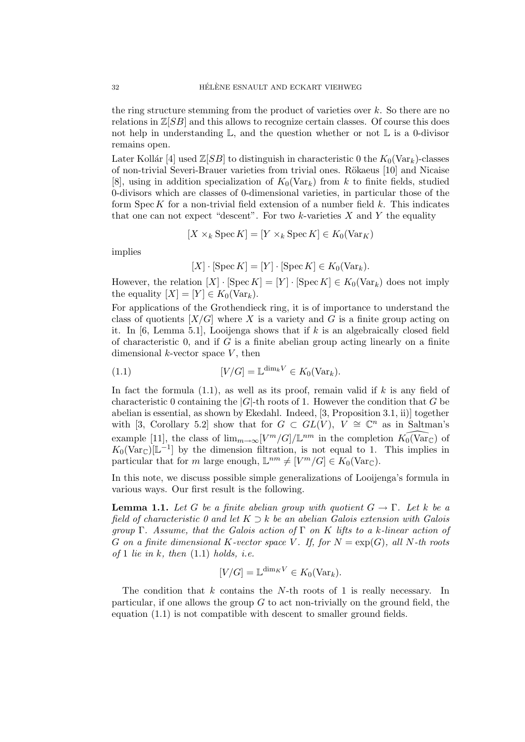the ring structure stemming from the product of varieties over $k$. So there are no relations in $\mathbb{Z}[SB]$ and this allows to recognize certain classes. Of course this does not help in understanding $\mathbb{L}$, and the question whether or not $\mathbb{L}$ is a 0-divisor remains open.

Later Kollár [4] used $\mathbb{Z}[SB]$ to distinguish in characteristic 0 the $K_0(\mathrm{Var}_k)$-classes of non-trivial Severi-Brauer varieties from trivial ones. Rökaeus [10] and Nicaise [8], using in addition specialization of $K_0(\mathrm{Var}_k)$ from $k$ to finite fields, studied 0-divisors which are classes of 0-dimensional varieties, in particular those of the form $\mathrm{Spec}\, K$ for a non-trivial field extension of a number field $k$. This indicates that one can not expect "descent". For two $k$-varieties $X$ and $Y$ the equality

$$[X \times_k \mathrm{Spec}\, K] = [Y \times_k \mathrm{Spec}\, K] \in K_0(\mathrm{Var}_K)$$

implies

$$[X] \cdot [\mathrm{Spec}\, K] = [Y] \cdot [\mathrm{Spec}\, K] \in K_0(\mathrm{Var}_k).$$

However, the relation $[X] \cdot [\mathrm{Spec}\, K] = [Y] \cdot [\mathrm{Spec}\, K] \in K_0(\mathrm{Var}_k)$ does not imply the equality $[X] = [Y] \in K_0(\mathrm{Var}_k)$.

For applications of the Grothendieck ring, it is of importance to understand the class of quotients $[X/G]$ where $X$ is a variety and $G$ is a finite group acting on it. In [6, Lemma 5.1], Looijenga shows that if $k$ is an algebraically closed field of characteristic 0, and if $G$ is a finite abelian group acting linearly on a finite dimensional $k$-vector space $V$, then

$$[V/G] = \mathbb{L}^{\dim_k V} \in K_0(\mathrm{Var}_k). \tag{1.1}$$

In fact the formula (1.1), as well as its proof, remain valid if $k$ is any field of characteristic 0 containing the $|G|$-th roots of 1. However the condition that $G$ be abelian is essential, as shown by Ekedahl. Indeed, [3, Proposition 3.1, ii)] together with [3, Corollary 5.2] show that for $G \subset GL(V)$, $V \cong \mathbb{C}^n$ as in Saltman's example [11], the class of $\lim_{m\to\infty}[V^m/G]/\mathbb{L}^{nm}$ in the completion $\widehat{K_0(\mathrm{Var}_{\mathbb{C}})}$ of $K_0(\mathrm{Var}_{\mathbb{C}})[\mathbb{L}^{-1}]$ by the dimension filtration, is not equal to 1. This implies in particular that for $m$ large enough, $\mathbb{L}^{nm} \neq [V^m/G] \in K_0(\mathrm{Var}_{\mathbb{C}})$.

In this note, we discuss possible simple generalizations of Looijenga's formula in various ways. Our first result is the following.

**Lemma 1.1.** *Let $G$ be a finite abelian group with quotient $G \to \Gamma$. Let $k$ be a field of characteristic 0 and let $K \supset k$ be an abelian Galois extension with Galois group $\Gamma$. Assume, that the Galois action of $\Gamma$ on $K$ lifts to a $k$-linear action of $G$ on a finite dimensional $K$-vector space $V$. If, for $N = \exp(G)$, all $N$-th roots of 1 lie in $k$, then (1.1) holds, i.e.*

$$[V/G] = \mathbb{L}^{\dim_K V} \in K_0(\mathrm{Var}_k).$$

The condition that $k$ contains the $N$-th roots of 1 is really necessary. In particular, if one allows the group $G$ to act non-trivially on the ground field, the equation (1.1) is not compatible with descent to smaller ground fields.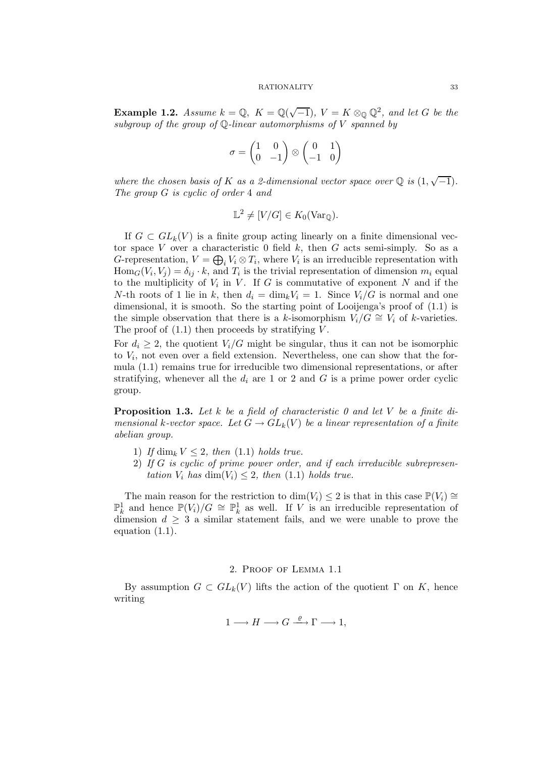**Example 1.2.** *Assume $k = \mathbb{Q}$, $K = \mathbb{Q}(\sqrt{-1})$, $V = K \otimes_{\mathbb{Q}} \mathbb{Q}^2$, and let $G$ be the subgroup of the group of $\mathbb{Q}$-linear automorphisms of $V$ spanned by*

$$\sigma = \begin{pmatrix} 1 & 0 \\ 0 & -1 \end{pmatrix} \otimes \begin{pmatrix} 0 & 1 \\ -1 & 0 \end{pmatrix}$$

*where the chosen basis of $K$ as a 2-dimensional vector space over $\mathbb{Q}$ is $(1, \sqrt{-1})$. The group $G$ is cyclic of order 4 and*

$$\mathbb{L}^2 \neq [V/G] \in K_0(\mathrm{Var}_{\mathbb{Q}}).$$

If $G \subset GL_k(V)$ is a finite group acting linearly on a finite dimensional vector space $V$ over a characteristic 0 field $k$, then $G$ acts semi-simply. So as a $G$-representation, $V = \bigoplus_i V_i \otimes T_i$, where $V_i$ is an irreducible representation with $\mathrm{Hom}_G(V_i, V_j) = \delta_{ij} \cdot k$, and $T_i$ is the trivial representation of dimension $m_i$ equal to the multiplicity of $V_i$ in $V$. If $G$ is commutative of exponent $N$ and if the $N$-th roots of 1 lie in $k$, then $d_i = \dim_k V_i = 1$. Since $V_i/G$ is normal and one dimensional, it is smooth. So the starting point of Looijenga's proof of (1.1) is the simple observation that there is a $k$-isomorphism $V_i/G \cong V_i$ of $k$-varieties. The proof of (1.1) then proceeds by stratifying $V$.

For $d_i \geq 2$, the quotient $V_i/G$ might be singular, thus it can not be isomorphic to $V_i$, not even over a field extension. Nevertheless, one can show that the formula (1.1) remains true for irreducible two dimensional representations, or after stratifying, whenever all the $d_i$ are 1 or 2 and $G$ is a prime power order cyclic group.

**Proposition 1.3.** *Let $k$ be a field of characteristic 0 and let $V$ be a finite dimensional $k$-vector space. Let $G \to GL_k(V)$ be a linear representation of a finite abelian group.*

1) *If $\dim_k V \leq 2$, then (1.1) holds true.*
2) *If $G$ is cyclic of prime power order, and if each irreducible subrepresentation $V_i$ has $\dim(V_i) \leq 2$, then (1.1) holds true.*

The main reason for the restriction to $\dim(V_i) \leq 2$ is that in this case $\mathbb{P}(V_i) \cong \mathbb{P}^1_k$ and hence $\mathbb{P}(V_i)/G \cong \mathbb{P}^1_k$ as well. If $V$ is an irreducible representation of dimension $d \geq 3$ a similar statement fails, and we were unable to prove the equation (1.1).

## 2. Proof of Lemma 1.1

By assumption $G \subset GL_k(V)$ lifts the action of the quotient $\Gamma$ on $K$, hence writing

$$1 \longrightarrow H \longrightarrow G \xrightarrow{\varrho} \Gamma \longrightarrow 1,$$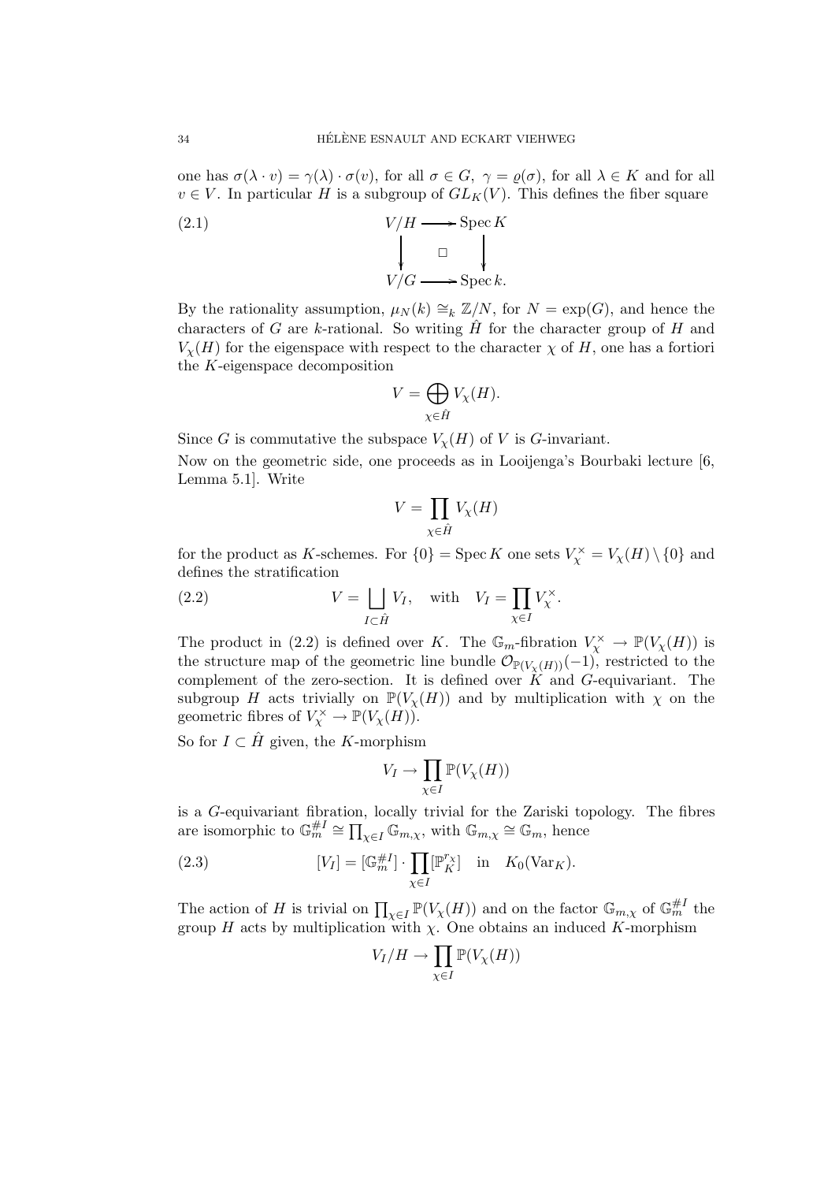one has $\sigma(\lambda \cdot v) = \gamma(\lambda) \cdot \sigma(v)$, for all $\sigma \in G$, $\gamma = \varrho(\sigma)$, for all $\lambda \in K$ and for all $v \in V$. In particular $H$ is a subgroup of $GL_K(V)$. This defines the fiber square

$$
\begin{array}{ccc}
V/H & \longrightarrow & \operatorname{Spec} K \\
\big\downarrow & \square & \big\downarrow \\
V/G & \longrightarrow & \operatorname{Spec} k.
\end{array}
\tag{2.1}
$$

By the rationality assumption, $\mu_N(k) \cong_k \mathbb{Z}/N$, for $N = \exp(G)$, and hence the characters of $G$ are $k$-rational. So writing $\hat{H}$ for the character group of $H$ and $V_\chi(H)$ for the eigenspace with respect to the character $\chi$ of $H$, one has a fortiori the $K$-eigenspace decomposition

$$V = \bigoplus_{\chi \in \hat{H}} V_\chi(H).$$

Since $G$ is commutative the subspace $V_\chi(H)$ of $V$ is $G$-invariant.

Now on the geometric side, one proceeds as in Looijenga's Bourbaki lecture [6, Lemma 5.1]. Write

$$V = \prod_{\chi \in \hat{H}} V_\chi(H)$$

for the product as $K$-schemes. For $\{0\} = \operatorname{Spec} K$ one sets $V_\chi^\times = V_\chi(H) \setminus \{0\}$ and defines the stratification

$$V = \bigsqcup_{I \subset \hat{H}} V_I, \quad \text{with} \quad V_I = \prod_{\chi \in I} V_\chi^\times. \tag{2.2}$$

The product in (2.2) is defined over $K$. The $\mathbb{G}_m$-fibration $V_\chi^\times \to \mathbb{P}(V_\chi(H))$ is the structure map of the geometric line bundle $\mathcal{O}_{\mathbb{P}(V_\chi(H))}(-1)$, restricted to the complement of the zero-section. It is defined over $K$ and $G$-equivariant. The subgroup $H$ acts trivially on $\mathbb{P}(V_\chi(H))$ and by multiplication with $\chi$ on the geometric fibres of $V_\chi^\times \to \mathbb{P}(V_\chi(H))$.

So for $I \subset \hat{H}$ given, the $K$-morphism

$$V_I \to \prod_{\chi \in I} \mathbb{P}(V_\chi(H))$$

is a $G$-equivariant fibration, locally trivial for the Zariski topology. The fibres are isomorphic to $\mathbb{G}_m^{\#I} \cong \prod_{\chi \in I} \mathbb{G}_{m,\chi}$, with $\mathbb{G}_{m,\chi} \cong \mathbb{G}_m$, hence

$$[V_I] = [\mathbb{G}_m^{\#I}] \cdot \prod_{\chi \in I} [\mathbb{P}_K^{r_\chi}] \quad \text{in} \quad K_0(\mathrm{Var}_K). \tag{2.3}$$

The action of $H$ is trivial on $\prod_{\chi \in I} \mathbb{P}(V_\chi(H))$ and on the factor $\mathbb{G}_{m,\chi}$ of $\mathbb{G}_m^{\#I}$ the group $H$ acts by multiplication with $\chi$. One obtains an induced $K$-morphism

$$V_I/H \to \prod_{\chi \in I} \mathbb{P}(V_\chi(H))$$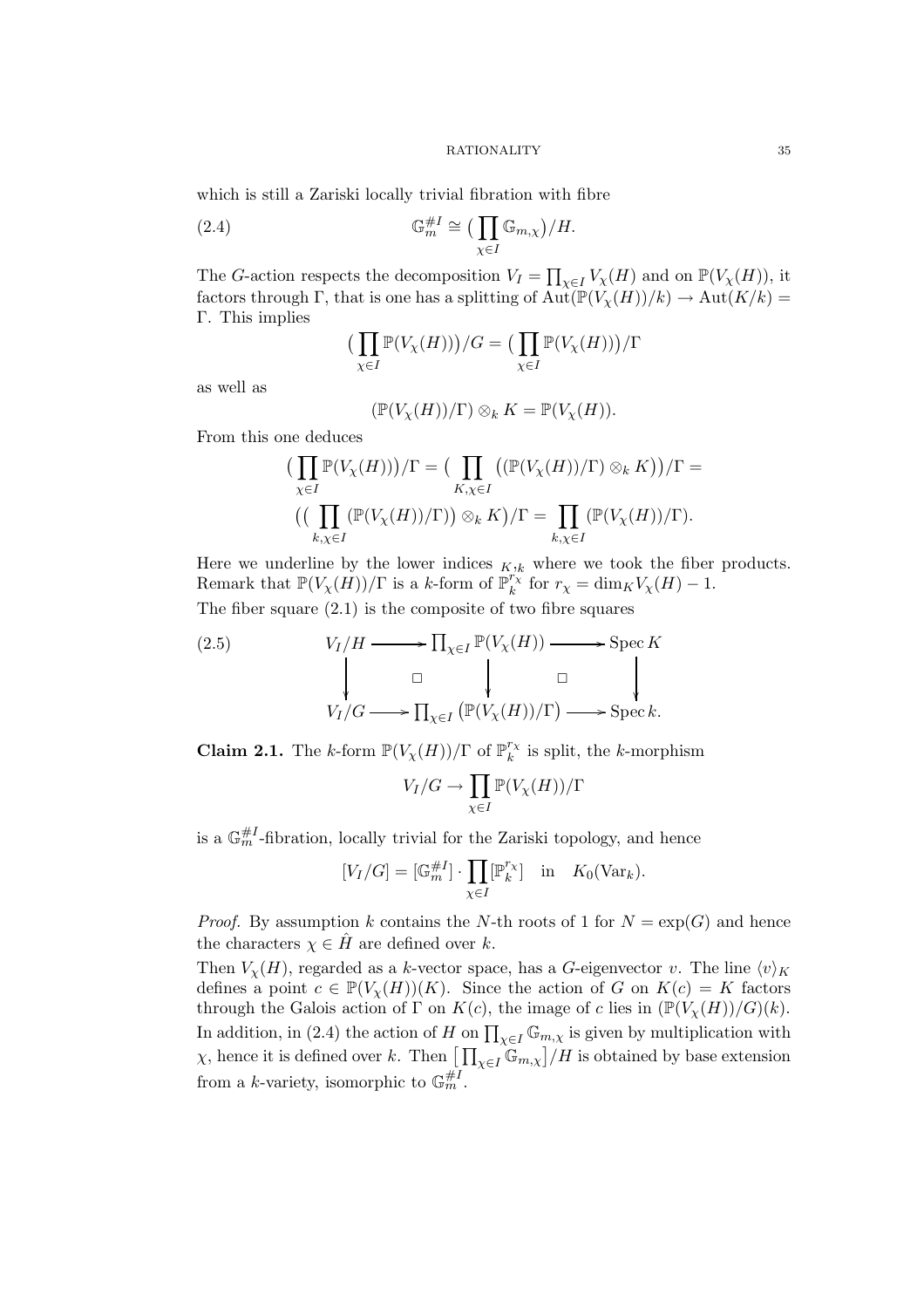which is still a Zariski locally trivial fibration with fibre

$$\mathbb{G}_m^{\#I} \cong \big(\prod_{\chi \in I} \mathbb{G}_{m,\chi}\big)/H. \tag{2.4}$$

The $G$-action respects the decomposition $V_I = \prod_{\chi\in I} V_\chi(H)$ and on $\mathbb{P}(V_\chi(H))$, it factors through $\Gamma$, that is one has a splitting of $\mathrm{Aut}(\mathbb{P}(V_\chi(H))/k) \to \mathrm{Aut}(K/k) = \Gamma$. This implies

$$\big(\prod_{\chi\in I} \mathbb{P}(V_\chi(H))\big)/G = \big(\prod_{\chi\in I} \mathbb{P}(V_\chi(H))\big)/\Gamma$$

as well as

$$(\mathbb{P}(V_\chi(H))/\Gamma) \otimes_k K = \mathbb{P}(V_\chi(H)).$$

From this one deduces

$$\big(\prod_{\chi\in I} \mathbb{P}(V_\chi(H))\big)/\Gamma = \big(\prod_{K,\chi\in I} \big((\mathbb{P}(V_\chi(H))/\Gamma) \otimes_k K\big)\big)/\Gamma =$$
$$\big(\big(\prod_{k,\chi\in I} (\mathbb{P}(V_\chi(H))/\Gamma)\big) \otimes_k K\big)/\Gamma = \prod_{k,\chi\in I} (\mathbb{P}(V_\chi(H))/\Gamma).$$

Here we underline by the lower indices $_{K,k}$ where we took the fiber products. Remark that $\mathbb{P}(V_\chi(H))/\Gamma$ is a $k$-form of $\mathbb{P}_k^{r_\chi}$ for $r_\chi = \dim_K V_\chi(H) - 1$.

The fiber square (2.1) is the composite of two fibre squares

$$\begin{array}{ccccc} V_I/H & \longrightarrow & \prod_{\chi\in I} \mathbb{P}(V_\chi(H)) & \longrightarrow & \mathrm{Spec}\, K \\ \downarrow & \square & \downarrow & \square & \downarrow \\ V_I/G & \longrightarrow & \prod_{\chi\in I} \big(\mathbb{P}(V_\chi(H))/\Gamma\big) & \longrightarrow & \mathrm{Spec}\, k. \end{array} \tag{2.5}$$

**Claim 2.1.** The $k$-form $\mathbb{P}(V_\chi(H))/\Gamma$ of $\mathbb{P}_k^{r_\chi}$ is split, the $k$-morphism

$$V_I/G \to \prod_{\chi\in I} \mathbb{P}(V_\chi(H))/\Gamma$$

is a $\mathbb{G}_m^{\#I}$-fibration, locally trivial for the Zariski topology, and hence

$$[V_I/G] = [\mathbb{G}_m^{\#I}] \cdot \prod_{\chi\in I} [\mathbb{P}_k^{r_\chi}] \quad \text{in} \quad K_0(\mathrm{Var}_k).$$

*Proof.* By assumption $k$ contains the $N$-th roots of 1 for $N = \exp(G)$ and hence the characters $\chi \in \hat{H}$ are defined over $k$.

Then $V_\chi(H)$, regarded as a $k$-vector space, has a $G$-eigenvector $v$. The line $\langle v\rangle_K$ defines a point $c \in \mathbb{P}(V_\chi(H))(K)$. Since the action of $G$ on $K(c) = K$ factors through the Galois action of $\Gamma$ on $K(c)$, the image of $c$ lies in $(\mathbb{P}(V_\chi(H))/G)(k)$. In addition, in (2.4) the action of $H$ on $\prod_{\chi\in I} \mathbb{G}_{m,\chi}$ is given by multiplication with $\chi$, hence it is defined over $k$. Then $\big[\prod_{\chi\in I} \mathbb{G}_{m,\chi}\big]/H$ is obtained by base extension from a $k$-variety, isomorphic to $\mathbb{G}_m^{\#I}$.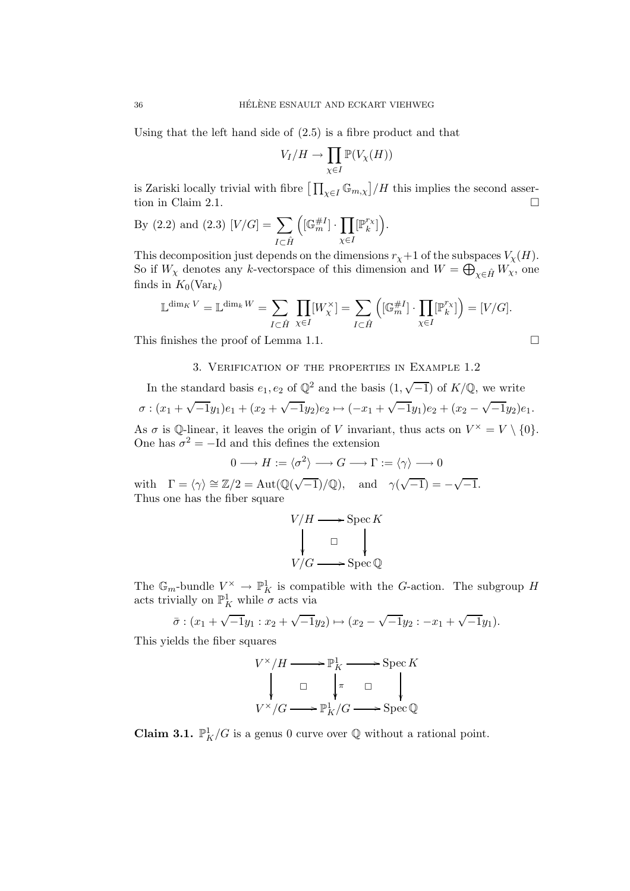Using that the left hand side of (2.5) is a fibre product and that

$$V_I/H \to \prod_{\chi \in I} \mathbb{P}(V_\chi(H))$$

is Zariski locally trivial with fibre $\big[\prod_{\chi\in I} \mathbb{G}_{m,\chi}\big]/H$ this implies the second assertion in Claim 2.1. $\square$

By (2.2) and (2.3) $[V/G] = \displaystyle\sum_{I \subset \hat{H}} \Big( [\mathbb{G}_m^{\# I}] \cdot \prod_{\chi \in I} [\mathbb{P}_k^{r_\chi}] \Big)$.

This decomposition just depends on the dimensions $r_\chi + 1$ of the subspaces $V_\chi(H)$. So if $W_\chi$ denotes any $k$-vectorspace of this dimension and $W = \bigoplus_{\chi \in \hat{H}} W_\chi$, one finds in $K_0(\mathrm{Var}_k)$

$$\mathbb{L}^{\dim_K V} = \mathbb{L}^{\dim_k W} = \sum_{I \subset \hat{H}} \prod_{\chi \in I} [W_\chi^\times] = \sum_{I \subset \hat{H}} \Big( [\mathbb{G}_m^{\# I}] \cdot \prod_{\chi \in I} [\mathbb{P}_k^{r_\chi}] \Big) = [V/G].$$

This finishes the proof of Lemma 1.1. $\square$

## 3. Verification of the properties in Example 1.2

In the standard basis $e_1, e_2$ of $\mathbb{Q}^2$ and the basis $(1, \sqrt{-1})$ of $K/\mathbb{Q}$, we write

$$\sigma : (x_1 + \sqrt{-1}y_1)e_1 + (x_2 + \sqrt{-1}y_2)e_2 \mapsto (-x_1 + \sqrt{-1}y_1)e_2 + (x_2 - \sqrt{-1}y_2)e_1.$$

As $\sigma$ is $\mathbb{Q}$-linear, it leaves the origin of $V$ invariant, thus acts on $V^\times = V \setminus \{0\}$. One has $\sigma^2 = -\mathrm{Id}$ and this defines the extension

$$0 \longrightarrow H := \langle \sigma^2 \rangle \longrightarrow G \longrightarrow \Gamma := \langle \gamma \rangle \longrightarrow 0$$

with $\quad \Gamma = \langle \gamma \rangle \cong \mathbb{Z}/2 = \mathrm{Aut}(\mathbb{Q}(\sqrt{-1})/\mathbb{Q}), \quad$ and $\quad \gamma(\sqrt{-1}) = -\sqrt{-1}$.
Thus one has the fiber square

$$\begin{array}{ccc} V/H & \longrightarrow & \operatorname{Spec} K \\ \downarrow & \square & \downarrow \\ V/G & \longrightarrow & \operatorname{Spec} \mathbb{Q} \end{array}$$

The $\mathbb{G}_m$-bundle $V^\times \to \mathbb{P}^1_K$ is compatible with the $G$-action. The subgroup $H$ acts trivially on $\mathbb{P}^1_K$ while $\sigma$ acts via

$$\bar{\sigma} : (x_1 + \sqrt{-1}y_1 : x_2 + \sqrt{-1}y_2) \mapsto (x_2 - \sqrt{-1}y_2 : -x_1 + \sqrt{-1}y_1).$$

This yields the fiber squares

$$\begin{array}{ccccc} V^\times/H & \longrightarrow & \mathbb{P}^1_K & \longrightarrow & \operatorname{Spec} K \\ \downarrow & \square & \downarrow \pi & \square & \downarrow \\ V^\times/G & \longrightarrow & \mathbb{P}^1_K/G & \longrightarrow & \operatorname{Spec} \mathbb{Q} \end{array}$$

**Claim 3.1.** $\mathbb{P}^1_K/G$ is a genus 0 curve over $\mathbb{Q}$ without a rational point.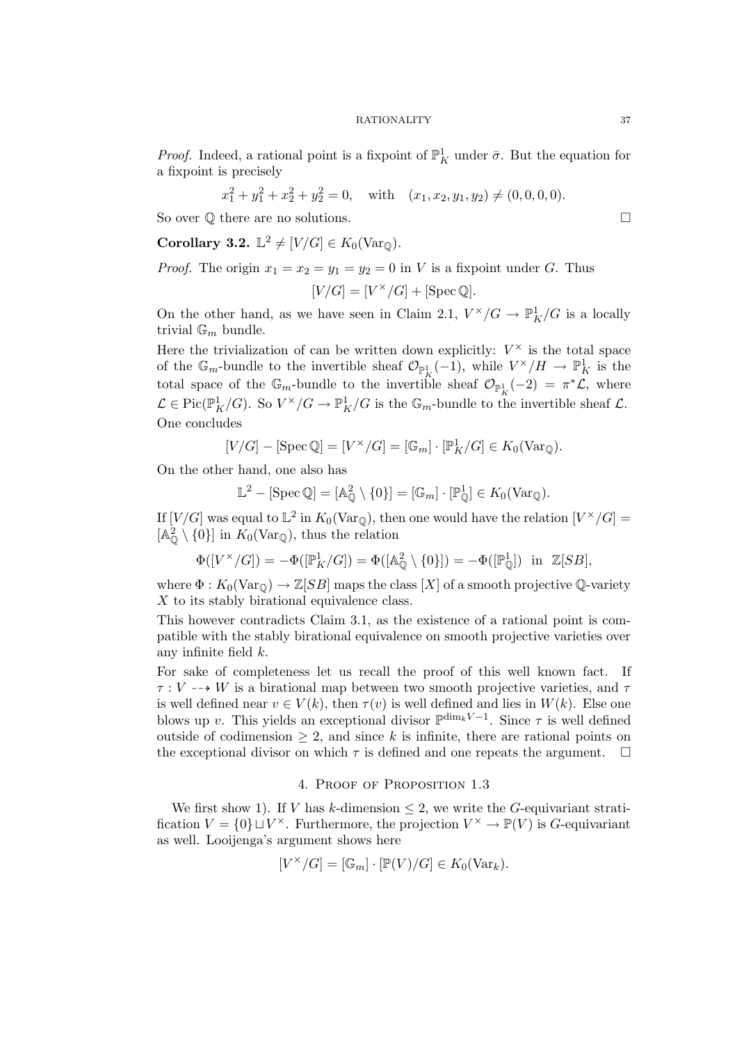*Proof.* Indeed, a rational point is a fixpoint of $\mathbb{P}^1_K$ under $\bar{\sigma}$. But the equation for a fixpoint is precisely

$$x_1^2 + y_1^2 + x_2^2 + y_2^2 = 0, \quad \text{with} \quad (x_1, x_2, y_1, y_2) \neq (0, 0, 0, 0).$$

So over $\mathbb{Q}$ there are no solutions. $\square$

**Corollary 3.2.** $\mathbb{L}^2 \neq [V/G] \in K_0(\mathrm{Var}_{\mathbb{Q}})$.

*Proof.* The origin $x_1 = x_2 = y_1 = y_2 = 0$ in $V$ is a fixpoint under $G$. Thus

$$[V/G] = [V^\times/G] + [\operatorname{Spec}\mathbb{Q}].$$

On the other hand, as we have seen in Claim 2.1, $V^\times/G \to \mathbb{P}^1_K/G$ is a locally trivial $\mathbb{G}_m$ bundle.

Here the trivialization of can be written down explicitly: $V^\times$ is the total space of the $\mathbb{G}_m$-bundle to the invertible sheaf $\mathcal{O}_{\mathbb{P}^1_K}(-1)$, while $V^\times/H \to \mathbb{P}^1_K$ is the total space of the $\mathbb{G}_m$-bundle to the invertible sheaf $\mathcal{O}_{\mathbb{P}^1_K}(-2) = \pi^*\mathcal{L}$, where $\mathcal{L} \in \operatorname{Pic}(\mathbb{P}^1_K/G)$. So $V^\times/G \to \mathbb{P}^1_K/G$ is the $\mathbb{G}_m$-bundle to the invertible sheaf $\mathcal{L}$. One concludes

$$[V/G] - [\operatorname{Spec}\mathbb{Q}] = [V^\times/G] = [\mathbb{G}_m] \cdot [\mathbb{P}^1_K/G] \in K_0(\mathrm{Var}_{\mathbb{Q}}).$$

On the other hand, one also has

$$\mathbb{L}^2 - [\operatorname{Spec}\mathbb{Q}] = [\mathbb{A}^2_{\mathbb{Q}} \setminus \{0\}] = [\mathbb{G}_m] \cdot [\mathbb{P}^1_{\mathbb{Q}}] \in K_0(\mathrm{Var}_{\mathbb{Q}}).$$

If $[V/G]$ was equal to $\mathbb{L}^2$ in $K_0(\mathrm{Var}_{\mathbb{Q}})$, then one would have the relation $[V^\times/G] = [\mathbb{A}^2_{\mathbb{Q}} \setminus \{0\}]$ in $K_0(\mathrm{Var}_{\mathbb{Q}})$, thus the relation

$$\Phi([V^\times/G]) = -\Phi([\mathbb{P}^1_K/G]) = \Phi([\mathbb{A}^2_{\mathbb{Q}} \setminus \{0\}]) = -\Phi([\mathbb{P}^1_{\mathbb{Q}}]) \ \text{ in } \ \mathbb{Z}[SB],$$

where $\Phi : K_0(\mathrm{Var}_{\mathbb{Q}}) \to \mathbb{Z}[SB]$ maps the class $[X]$ of a smooth projective $\mathbb{Q}$-variety $X$ to its stably birational equivalence class.

This however contradicts Claim 3.1, as the existence of a rational point is compatible with the stably birational equivalence on smooth projective varieties over any infinite field $k$.

For sake of completeness let us recall the proof of this well known fact. If $\tau : V \dashrightarrow W$ is a birational map between two smooth projective varieties, and $\tau$ is well defined near $v \in V(k)$, then $\tau(v)$ is well defined and lies in $W(k)$. Else one blows up $v$. This yields an exceptional divisor $\mathbb{P}^{\dim_k V - 1}$. Since $\tau$ is well defined outside of codimension $\geq 2$, and since $k$ is infinite, there are rational points on the exceptional divisor on which $\tau$ is defined and one repeats the argument. $\square$

## 4. Proof of Proposition 1.3

We first show 1). If $V$ has $k$-dimension $\leq 2$, we write the $G$-equivariant stratification $V = \{0\} \sqcup V^\times$. Furthermore, the projection $V^\times \to \mathbb{P}(V)$ is $G$-equivariant as well. Looijenga's argument shows here

$$[V^\times/G] = [\mathbb{G}_m] \cdot [\mathbb{P}(V)/G] \in K_0(\mathrm{Var}_k).$$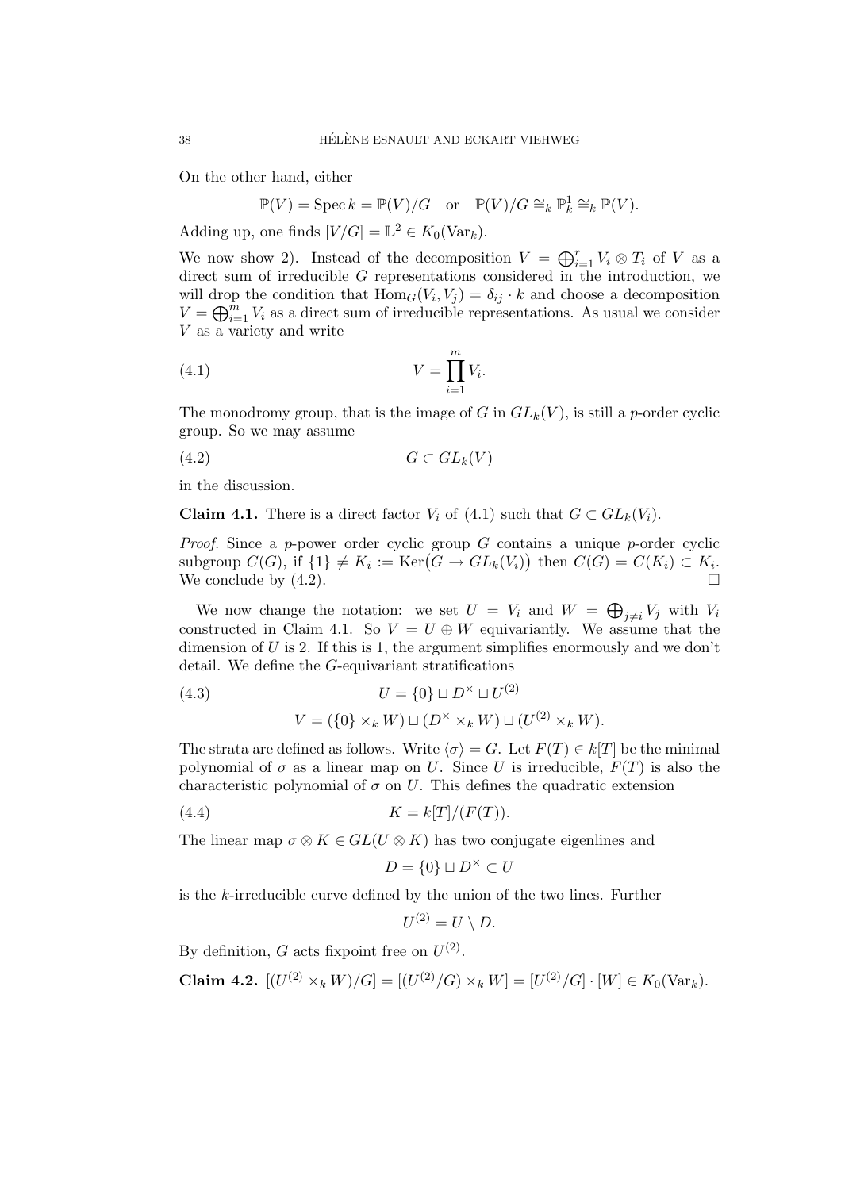On the other hand, either

$$\mathbb{P}(V) = \operatorname{Spec} k = \mathbb{P}(V)/G \quad \text{or} \quad \mathbb{P}(V)/G \cong_k \mathbb{P}^1_k \cong_k \mathbb{P}(V).$$

Adding up, one finds $[V/G] = \mathbb{L}^2 \in K_0(\mathrm{Var}_k)$.

We now show 2). Instead of the decomposition $V = \bigoplus_{i=1}^r V_i \otimes T_i$ of $V$ as a direct sum of irreducible $G$ representations considered in the introduction, we will drop the condition that $\mathrm{Hom}_G(V_i, V_j) = \delta_{ij} \cdot k$ and choose a decomposition $V = \bigoplus_{i=1}^m V_i$ as a direct sum of irreducible representations. As usual we consider $V$ as a variety and write

$$V = \prod_{i=1}^m V_i. \tag{4.1}$$

The monodromy group, that is the image of $G$ in $GL_k(V)$, is still a $p$-order cyclic group. So we may assume

$$G \subset GL_k(V) \tag{4.2}$$

in the discussion.

**Claim 4.1.** There is a direct factor $V_i$ of (4.1) such that $G \subset GL_k(V_i)$.

*Proof.* Since a $p$-power order cyclic group $G$ contains a unique $p$-order cyclic subgroup $C(G)$, if $\{1\} \neq K_i := \mathrm{Ker}\big(G \to GL_k(V_i)\big)$ then $C(G) = C(K_i) \subset K_i$. We conclude by (4.2). $\square$

We now change the notation: we set $U = V_i$ and $W = \bigoplus_{j \neq i} V_j$ with $V_i$ constructed in Claim 4.1. So $V = U \oplus W$ equivariantly. We assume that the dimension of $U$ is 2. If this is 1, the argument simplifies enormously and we don't detail. We define the $G$-equivariant stratifications

$$U = \{0\} \sqcup D^\times \sqcup U^{(2)} \tag{4.3}$$

$$V = (\{0\} \times_k W) \sqcup (D^\times \times_k W) \sqcup (U^{(2)} \times_k W).$$

The strata are defined as follows. Write $\langle \sigma \rangle = G$. Let $F(T) \in k[T]$ be the minimal polynomial of $\sigma$ as a linear map on $U$. Since $U$ is irreducible, $F(T)$ is also the characteristic polynomial of $\sigma$ on $U$. This defines the quadratic extension

$$K = k[T]/(F(T)). \tag{4.4}$$

The linear map $\sigma \otimes K \in GL(U \otimes K)$ has two conjugate eigenlines and

$$D = \{0\} \sqcup D^\times \subset U$$

is the $k$-irreducible curve defined by the union of the two lines. Further

$$U^{(2)} = U \setminus D.$$

By definition, $G$ acts fixpoint free on $U^{(2)}$.

**Claim 4.2.** $[(U^{(2)} \times_k W)/G] = [(U^{(2)}/G) \times_k W] = [U^{(2)}/G] \cdot [W] \in K_0(\mathrm{Var}_k)$.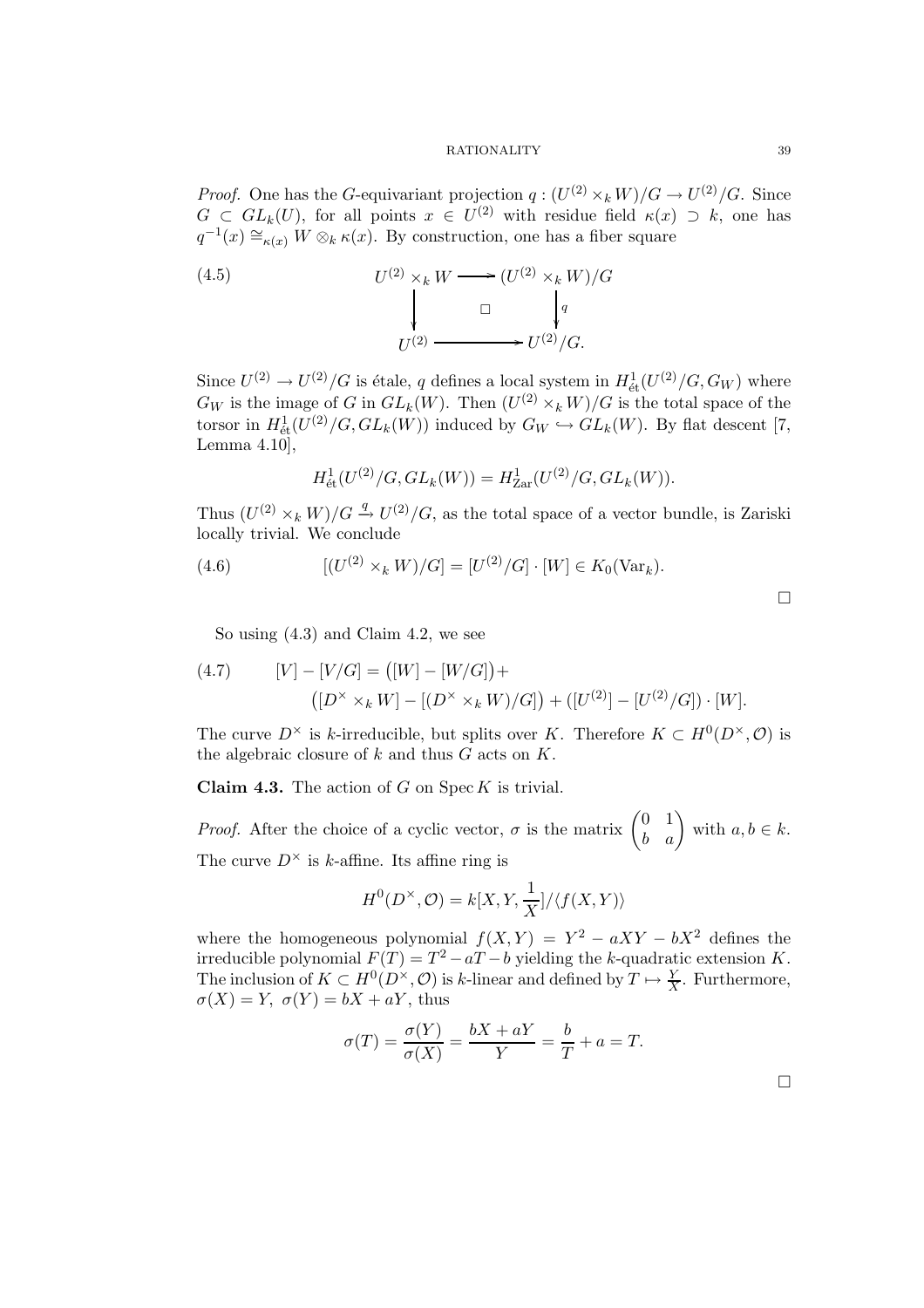*Proof.* One has the $G$-equivariant projection $q : (U^{(2)} \times_k W)/G \to U^{(2)}/G$. Since $G \subset GL_k(U)$, for all points $x \in U^{(2)}$ with residue field $\kappa(x) \supset k$, one has $q^{-1}(x) \cong_{\kappa(x)} W \otimes_k \kappa(x)$. By construction, one has a fiber square

$$
\begin{array}{ccc}
U^{(2)} \times_k W & \longrightarrow & (U^{(2)} \times_k W)/G \\
\Big\downarrow & \square & \Big\downarrow q \\
U^{(2)} & \longrightarrow & U^{(2)}/G.
\end{array}
\tag{4.5}
$$

Since $U^{(2)} \to U^{(2)}/G$ is étale, $q$ defines a local system in $H^1_{\text{ét}}(U^{(2)}/G, G_W)$ where $G_W$ is the image of $G$ in $GL_k(W)$. Then $(U^{(2)} \times_k W)/G$ is the total space of the torsor in $H^1_{\text{ét}}(U^{(2)}/G, GL_k(W))$ induced by $G_W \hookrightarrow GL_k(W)$. By flat descent [7, Lemma 4.10],

$$
H^1_{\text{ét}}(U^{(2)}/G, GL_k(W)) = H^1_{\text{Zar}}(U^{(2)}/G, GL_k(W)).
$$

Thus $(U^{(2)} \times_k W)/G \xrightarrow{q} U^{(2)}/G$, as the total space of a vector bundle, is Zariski locally trivial. We conclude

$$
[(U^{(2)} \times_k W)/G] = [U^{(2)}/G] \cdot [W] \in K_0(\text{Var}_k). \tag{4.6}
$$

$\square$

So using (4.3) and Claim 4.2, we see

$$
\begin{aligned}
[V] - [V/G] = \big([W] - [W/G]\big) + \\
\big([D^\times \times_k W] - [(D^\times \times_k W)/G]\big) + ([U^{(2)}] - [U^{(2)}/G]) \cdot [W].
\end{aligned}
\tag{4.7}
$$

The curve $D^\times$ is $k$-irreducible, but splits over $K$. Therefore $K \subset H^0(D^\times, \mathcal{O})$ is the algebraic closure of $k$ and thus $G$ acts on $K$.

**Claim 4.3.** The action of $G$ on $\operatorname{Spec} K$ is trivial.

*Proof.* After the choice of a cyclic vector, $\sigma$ is the matrix $\begin{pmatrix} 0 & 1 \\ b & a \end{pmatrix}$ with $a, b \in k$. The curve $D^\times$ is $k$-affine. Its affine ring is

$$
H^0(D^\times, \mathcal{O}) = k[X, Y, \frac{1}{X}]/\langle f(X, Y)\rangle
$$

where the homogeneous polynomial $f(X, Y) = Y^2 - aXY - bX^2$ defines the irreducible polynomial $F(T) = T^2 - aT - b$ yielding the $k$-quadratic extension $K$. The inclusion of $K \subset H^0(D^\times, \mathcal{O})$ is $k$-linear and defined by $T \mapsto \frac{Y}{X}$. Furthermore, $\sigma(X) = Y,\ \sigma(Y) = bX + aY$, thus

$$
\sigma(T) = \frac{\sigma(Y)}{\sigma(X)} = \frac{bX + aY}{Y} = \frac{b}{T} + a = T.
$$

$\square$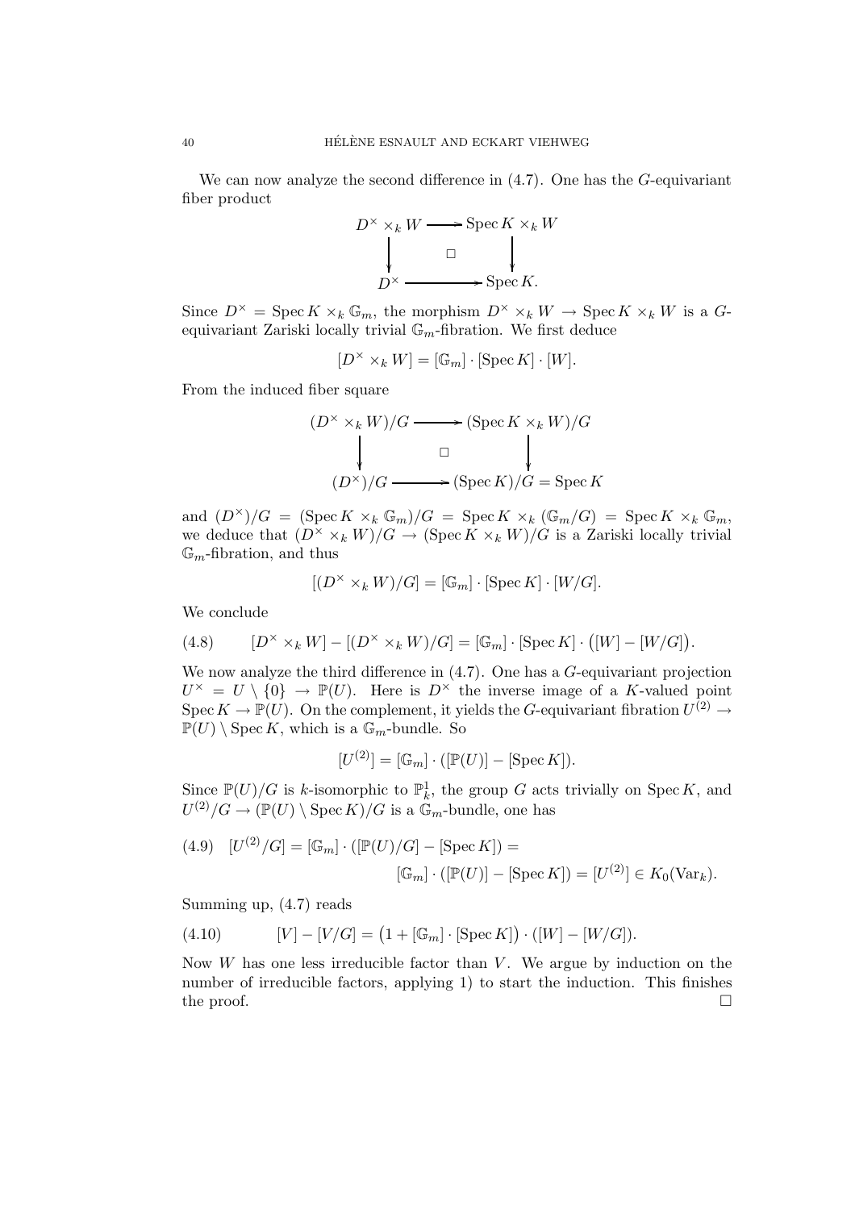We can now analyze the second difference in (4.7). One has the $G$-equivariant fiber product

$$\begin{array}{ccc} D^\times \times_k W & \longrightarrow & \operatorname{Spec} K \times_k W \\ \downarrow & \square & \downarrow \\ D^\times & \longrightarrow & \operatorname{Spec} K. \end{array}$$

Since $D^\times = \operatorname{Spec} K \times_k \mathbb{G}_m$, the morphism $D^\times \times_k W \to \operatorname{Spec} K \times_k W$ is a $G$-equivariant Zariski locally trivial $\mathbb{G}_m$-fibration. We first deduce

$$[D^\times \times_k W] = [\mathbb{G}_m] \cdot [\operatorname{Spec} K] \cdot [W].$$

From the induced fiber square

$$\begin{array}{ccc} (D^\times \times_k W)/G & \longrightarrow & (\operatorname{Spec} K \times_k W)/G \\ \downarrow & \square & \downarrow \\ (D^\times)/G & \longrightarrow & (\operatorname{Spec} K)/G = \operatorname{Spec} K \end{array}$$

and $(D^\times)/G = (\operatorname{Spec} K \times_k \mathbb{G}_m)/G = \operatorname{Spec} K \times_k (\mathbb{G}_m/G) = \operatorname{Spec} K \times_k \mathbb{G}_m$, we deduce that $(D^\times \times_k W)/G \to (\operatorname{Spec} K \times_k W)/G$ is a Zariski locally trivial $\mathbb{G}_m$-fibration, and thus

$$[(D^\times \times_k W)/G] = [\mathbb{G}_m] \cdot [\operatorname{Spec} K] \cdot [W/G].$$

We conclude

$$(4.8) \qquad [D^\times \times_k W] - [(D^\times \times_k W)/G] = [\mathbb{G}_m] \cdot [\operatorname{Spec} K] \cdot \big([W] - [W/G]\big).$$

We now analyze the third difference in (4.7). One has a $G$-equivariant projection $U^\times = U \setminus \{0\} \to \mathbb{P}(U)$. Here is $D^\times$ the inverse image of a $K$-valued point $\operatorname{Spec} K \to \mathbb{P}(U)$. On the complement, it yields the $G$-equivariant fibration $U^{(2)} \to \mathbb{P}(U) \setminus \operatorname{Spec} K$, which is a $\mathbb{G}_m$-bundle. So

$$[U^{(2)}] = [\mathbb{G}_m] \cdot ([\mathbb{P}(U)] - [\operatorname{Spec} K]).$$

Since $\mathbb{P}(U)/G$ is $k$-isomorphic to $\mathbb{P}^1_k$, the group $G$ acts trivially on $\operatorname{Spec} K$, and $U^{(2)}/G \to (\mathbb{P}(U) \setminus \operatorname{Spec} K)/G$ is a $\mathbb{G}_m$-bundle, one has

$$(4.9) \quad [U^{(2)}/G] = [\mathbb{G}_m] \cdot ([\mathbb{P}(U)/G] - [\operatorname{Spec} K]) = [\mathbb{G}_m] \cdot ([\mathbb{P}(U)] - [\operatorname{Spec} K]) = [U^{(2)}] \in K_0(\mathrm{Var}_k).$$

Summing up, (4.7) reads

$$(4.10) \qquad [V] - [V/G] = \big(1 + [\mathbb{G}_m] \cdot [\operatorname{Spec} K]\big) \cdot ([W] - [W/G]).$$

Now $W$ has one less irreducible factor than $V$. We argue by induction on the number of irreducible factors, applying 1) to start the induction. This finishes the proof. $\square$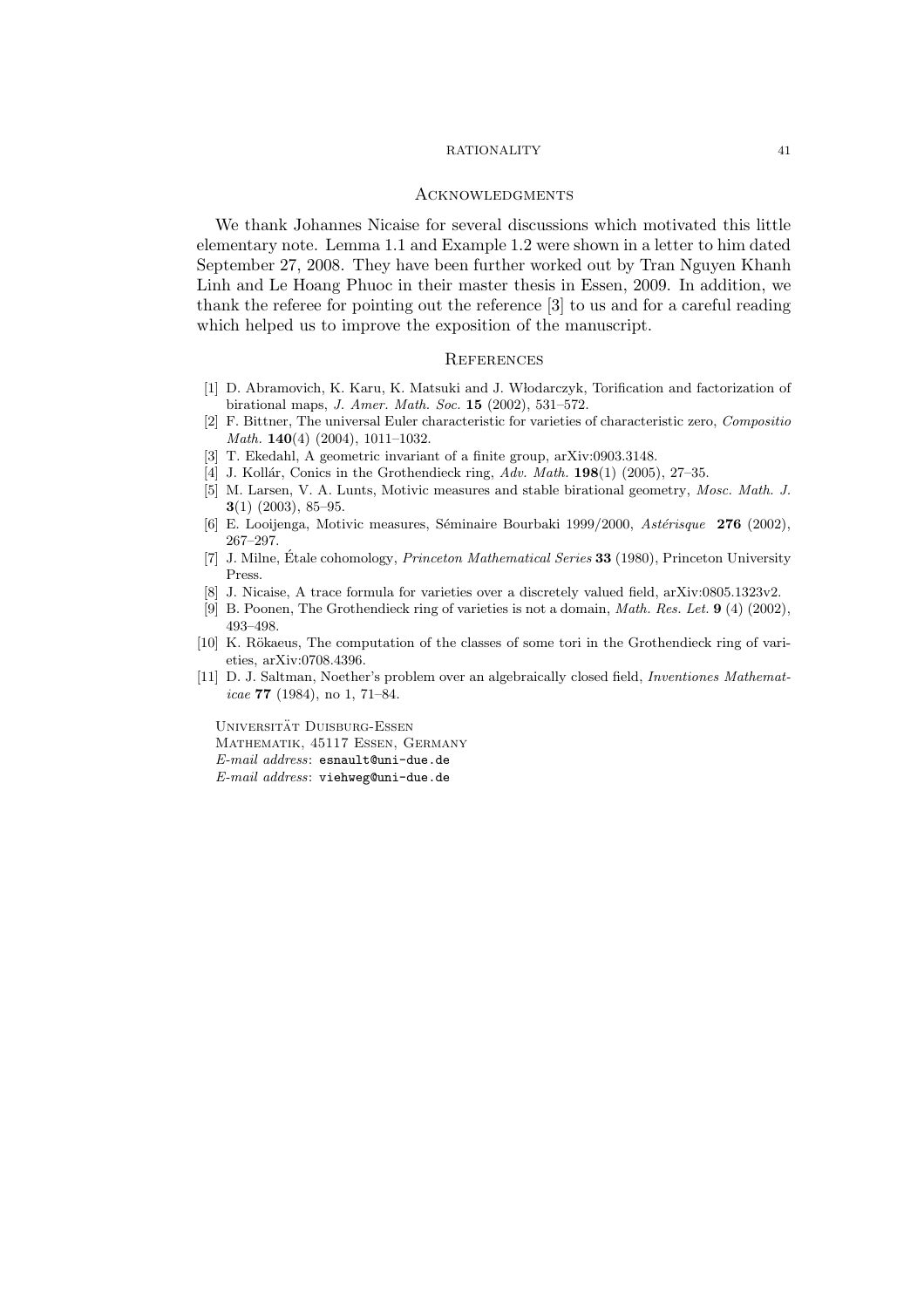## Acknowledgments

We thank Johannes Nicaise for several discussions which motivated this little elementary note. Lemma 1.1 and Example 1.2 were shown in a letter to him dated September 27, 2008. They have been further worked out by Tran Nguyen Khanh Linh and Le Hoang Phuoc in their master thesis in Essen, 2009. In addition, we thank the referee for pointing out the reference [3] to us and for a careful reading which helped us to improve the exposition of the manuscript.

## References

[1] D. Abramovich, K. Karu, K. Matsuki and J. Włodarczyk, Torification and factorization of birational maps, *J. Amer. Math. Soc.* **15** (2002), 531–572.

[2] F. Bittner, The universal Euler characteristic for varieties of characteristic zero, *Compositio Math.* **140**(4) (2004), 1011–1032.

[3] T. Ekedahl, A geometric invariant of a finite group, arXiv:0903.3148.

[4] J. Kollár, Conics in the Grothendieck ring, *Adv. Math.* **198**(1) (2005), 27–35.

[5] M. Larsen, V. A. Lunts, Motivic measures and stable birational geometry, *Mosc. Math. J.* **3**(1) (2003), 85–95.

[6] E. Looijenga, Motivic measures, Séminaire Bourbaki 1999/2000, *Astérisque* **276** (2002), 267–297.

[7] J. Milne, Étale cohomology, *Princeton Mathematical Series* **33** (1980), Princeton University Press.

[8] J. Nicaise, A trace formula for varieties over a discretely valued field, arXiv:0805.1323v2.

[9] B. Poonen, The Grothendieck ring of varieties is not a domain, *Math. Res. Let.* **9** (4) (2002), 493–498.

[10] K. Rökaeus, The computation of the classes of some tori in the Grothendieck ring of varieties, arXiv:0708.4396.

[11] D. J. Saltman, Noether's problem over an algebraically closed field, *Inventiones Mathematicae* **77** (1984), no 1, 71–84.

Universität Duisburg-Essen
Mathematik, 45117 Essen, Germany
*E-mail address*: esnault@uni-due.de
*E-mail address*: viehweg@uni-due.de